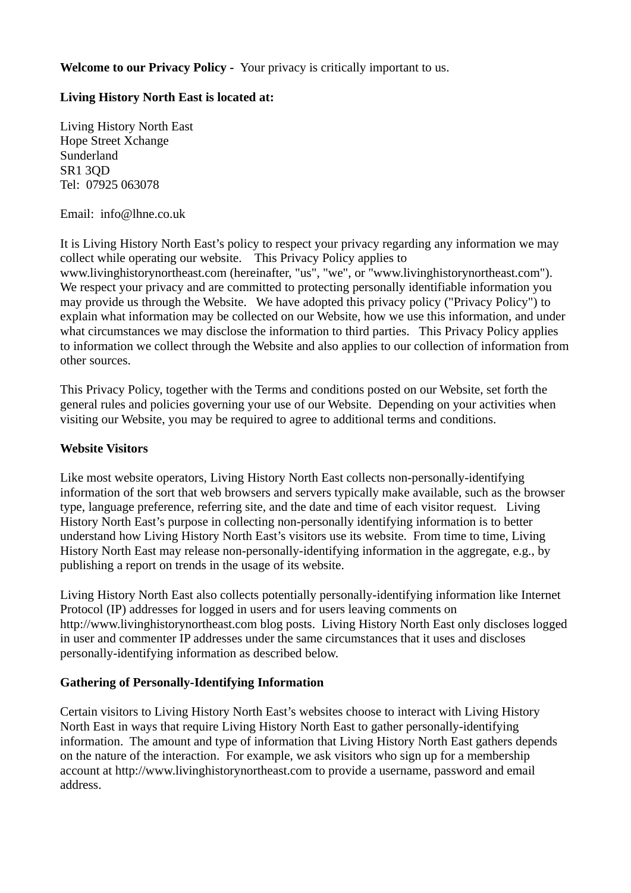**Welcome to our Privacy Policy -** Your privacy is critically important to us.

**Living History North East is located at:**

Living History North East
Hope Street Xchange
Sunderland
SR1 3QD
Tel: 07925 063078

Email: info@lhne.co.uk

It is Living History North East's policy to respect your privacy regarding any information we may collect while operating our website. This Privacy Policy applies to www.livinghistorynortheast.com (hereinafter, "us", "we", or "www.livinghistorynortheast.com"). We respect your privacy and are committed to protecting personally identifiable information you may provide us through the Website. We have adopted this privacy policy ("Privacy Policy") to explain what information may be collected on our Website, how we use this information, and under what circumstances we may disclose the information to third parties. This Privacy Policy applies to information we collect through the Website and also applies to our collection of information from other sources.

This Privacy Policy, together with the Terms and conditions posted on our Website, set forth the general rules and policies governing your use of our Website. Depending on your activities when visiting our Website, you may be required to agree to additional terms and conditions.

**Website Visitors**

Like most website operators, Living History North East collects non-personally-identifying information of the sort that web browsers and servers typically make available, such as the browser type, language preference, referring site, and the date and time of each visitor request. Living History North East's purpose in collecting non-personally identifying information is to better understand how Living History North East's visitors use its website. From time to time, Living History North East may release non-personally-identifying information in the aggregate, e.g., by publishing a report on trends in the usage of its website.

Living History North East also collects potentially personally-identifying information like Internet Protocol (IP) addresses for logged in users and for users leaving comments on http://www.livinghistorynortheast.com blog posts. Living History North East only discloses logged in user and commenter IP addresses under the same circumstances that it uses and discloses personally-identifying information as described below.

**Gathering of Personally-Identifying Information**

Certain visitors to Living History North East's websites choose to interact with Living History North East in ways that require Living History North East to gather personally-identifying information. The amount and type of information that Living History North East gathers depends on the nature of the interaction. For example, we ask visitors who sign up for a membership account at http://www.livinghistorynortheast.com to provide a username, password and email address.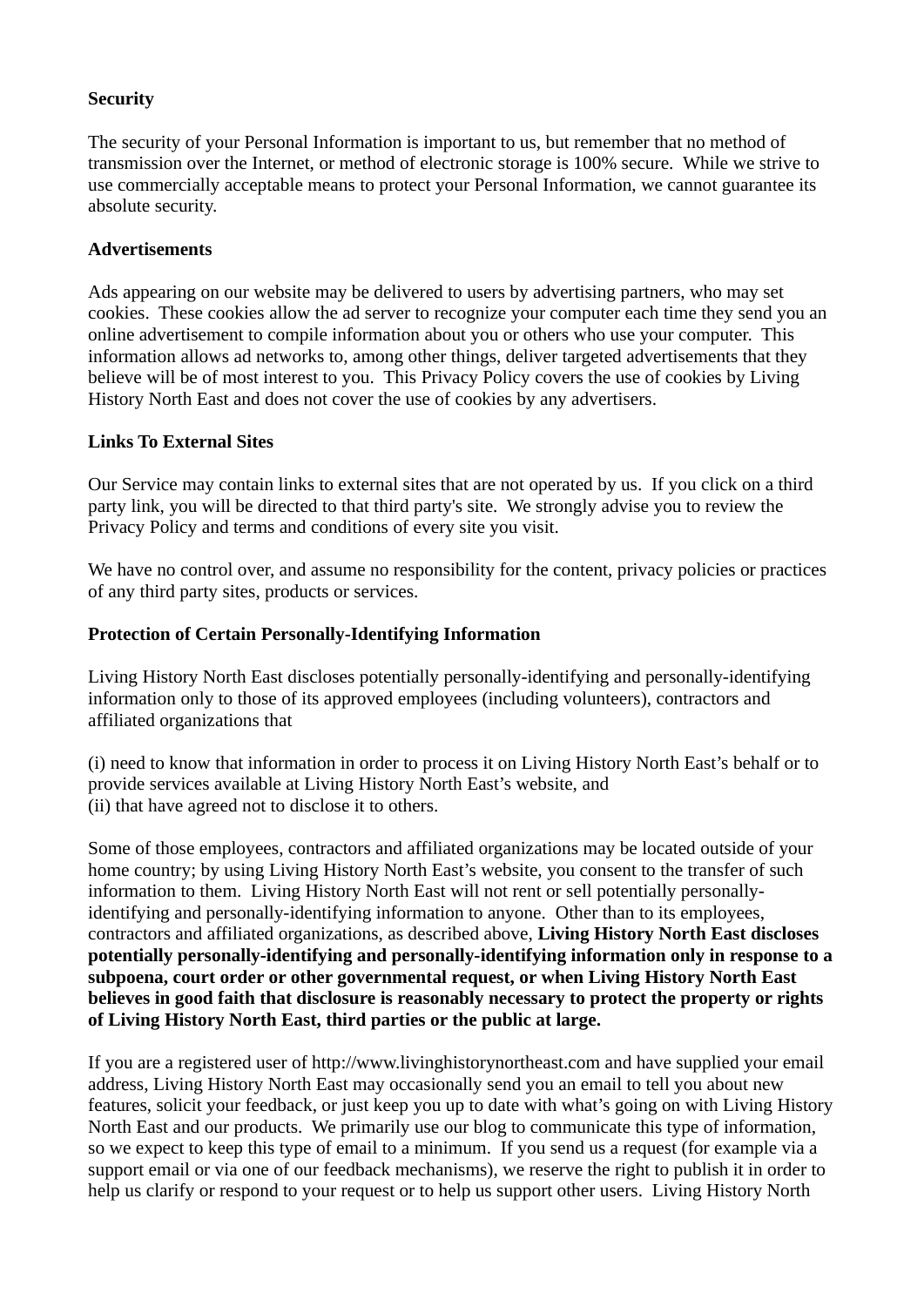**Security**

The security of your Personal Information is important to us, but remember that no method of transmission over the Internet, or method of electronic storage is 100% secure. While we strive to use commercially acceptable means to protect your Personal Information, we cannot guarantee its absolute security.

**Advertisements**

Ads appearing on our website may be delivered to users by advertising partners, who may set cookies. These cookies allow the ad server to recognize your computer each time they send you an online advertisement to compile information about you or others who use your computer. This information allows ad networks to, among other things, deliver targeted advertisements that they believe will be of most interest to you. This Privacy Policy covers the use of cookies by Living History North East and does not cover the use of cookies by any advertisers.

**Links To External Sites**

Our Service may contain links to external sites that are not operated by us. If you click on a third party link, you will be directed to that third party's site. We strongly advise you to review the Privacy Policy and terms and conditions of every site you visit.

We have no control over, and assume no responsibility for the content, privacy policies or practices of any third party sites, products or services.

**Protection of Certain Personally-Identifying Information**

Living History North East discloses potentially personally-identifying and personally-identifying information only to those of its approved employees (including volunteers), contractors and affiliated organizations that

(i) need to know that information in order to process it on Living History North East's behalf or to provide services available at Living History North East's website, and
(ii) that have agreed not to disclose it to others.

Some of those employees, contractors and affiliated organizations may be located outside of your home country; by using Living History North East's website, you consent to the transfer of such information to them. Living History North East will not rent or sell potentially personally-identifying and personally-identifying information to anyone. Other than to its employees, contractors and affiliated organizations, as described above, **Living History North East discloses potentially personally-identifying and personally-identifying information only in response to a subpoena, court order or other governmental request, or when Living History North East believes in good faith that disclosure is reasonably necessary to protect the property or rights of Living History North East, third parties or the public at large.**

If you are a registered user of http://www.livinghistorynortheast.com and have supplied your email address, Living History North East may occasionally send you an email to tell you about new features, solicit your feedback, or just keep you up to date with what's going on with Living History North East and our products. We primarily use our blog to communicate this type of information, so we expect to keep this type of email to a minimum. If you send us a request (for example via a support email or via one of our feedback mechanisms), we reserve the right to publish it in order to help us clarify or respond to your request or to help us support other users. Living History North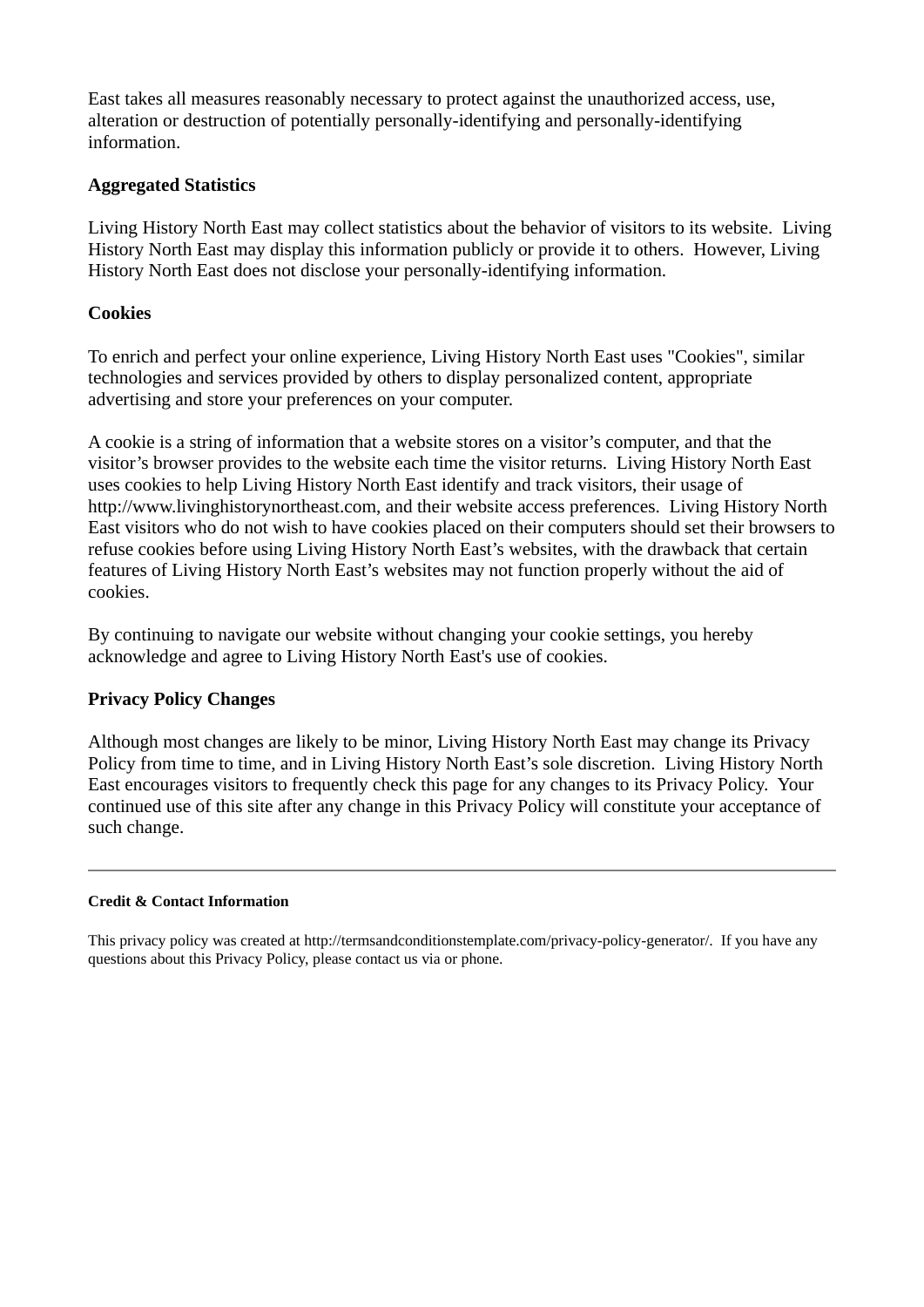East takes all measures reasonably necessary to protect against the unauthorized access, use, alteration or destruction of potentially personally-identifying and personally-identifying information.

**Aggregated Statistics**

Living History North East may collect statistics about the behavior of visitors to its website. Living History North East may display this information publicly or provide it to others. However, Living History North East does not disclose your personally-identifying information.

**Cookies**

To enrich and perfect your online experience, Living History North East uses "Cookies", similar technologies and services provided by others to display personalized content, appropriate advertising and store your preferences on your computer.

A cookie is a string of information that a website stores on a visitor’s computer, and that the visitor’s browser provides to the website each time the visitor returns. Living History North East uses cookies to help Living History North East identify and track visitors, their usage of http://www.livinghistorynortheast.com, and their website access preferences. Living History North East visitors who do not wish to have cookies placed on their computers should set their browsers to refuse cookies before using Living History North East’s websites, with the drawback that certain features of Living History North East’s websites may not function properly without the aid of cookies.

By continuing to navigate our website without changing your cookie settings, you hereby acknowledge and agree to Living History North East's use of cookies.

**Privacy Policy Changes**

Although most changes are likely to be minor, Living History North East may change its Privacy Policy from time to time, and in Living History North East’s sole discretion. Living History North East encourages visitors to frequently check this page for any changes to its Privacy Policy. Your continued use of this site after any change in this Privacy Policy will constitute your acceptance of such change.

---

**Credit & Contact Information**

This privacy policy was created at http://termsandconditionstemplate.com/privacy-policy-generator/. If you have any questions about this Privacy Policy, please contact us via or phone.